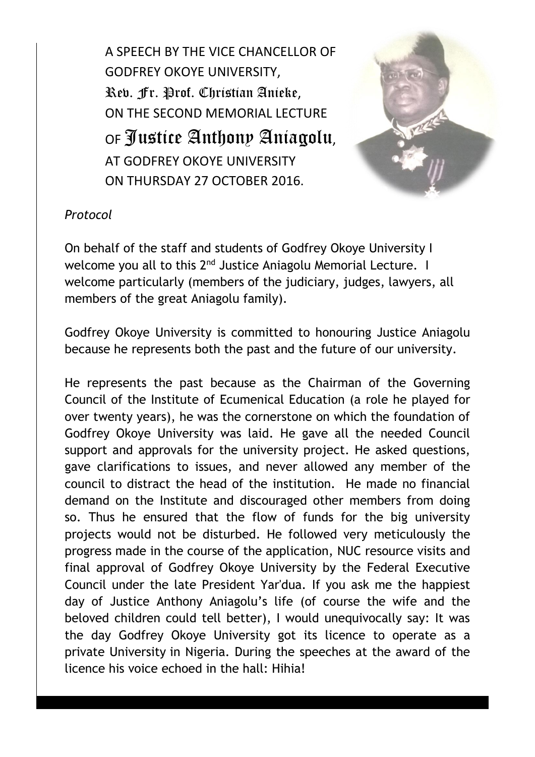# A SPEECH BY THE VICE CHANCELLOR OF GODFREY OKOYE UNIVERSITY, Rev. Fr. Prof. Christian Anieke, ON THE SECOND MEMORIAL LECTURE OF Justice Anthony Aniagolu, AT GODFREY OKOYE UNIVERSITY ON THURSDAY 27 OCTOBER 2016.

*Protocol*

On behalf of the staff and students of Godfrey Okoye University I welcome you all to this 2nd Justice Aniagolu Memorial Lecture. I welcome particularly (members of the judiciary, judges, lawyers, all members of the great Aniagolu family).

Godfrey Okoye University is committed to honouring Justice Aniagolu because he represents both the past and the future of our university.

He represents the past because as the Chairman of the Governing Council of the Institute of Ecumenical Education (a role he played for over twenty years), he was the cornerstone on which the foundation of Godfrey Okoye University was laid. He gave all the needed Council support and approvals for the university project. He asked questions, gave clarifications to issues, and never allowed any member of the council to distract the head of the institution. He made no financial demand on the Institute and discouraged other members from doing so. Thus he ensured that the flow of funds for the big university projects would not be disturbed. He followed very meticulously the progress made in the course of the application, NUC resource visits and final approval of Godfrey Okoye University by the Federal Executive Council under the late President Yar'dua. If you ask me the happiest day of Justice Anthony Aniagolu's life (of course the wife and the beloved children could tell better), I would unequivocally say: It was the day Godfrey Okoye University got its licence to operate as a private University in Nigeria. During the speeches at the award of the licence his voice echoed in the hall: Hihia!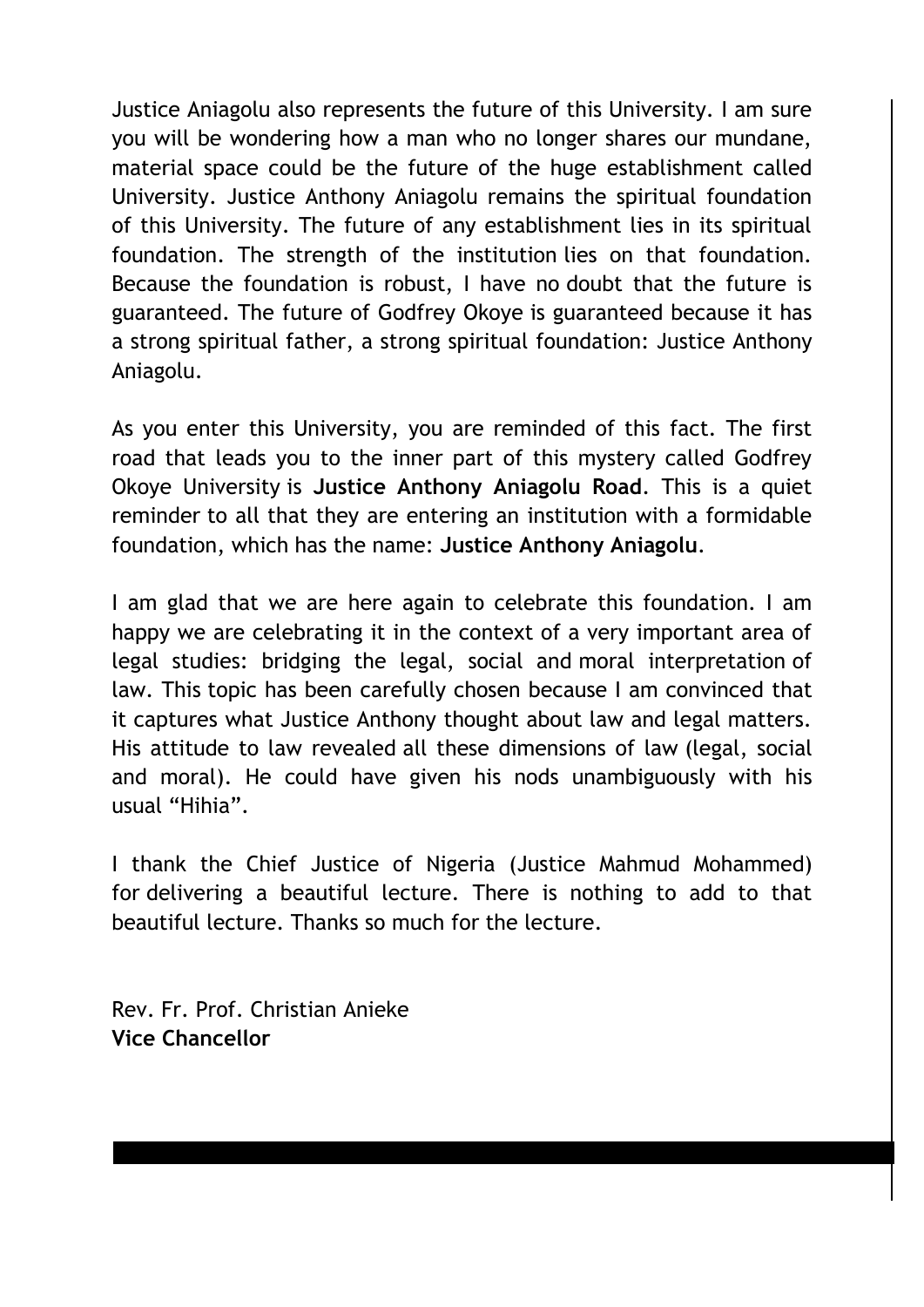Justice Aniagolu also represents the future of this University. I am sure you will be wondering how a man who no longer shares our mundane, material space could be the future of the huge establishment called University. Justice Anthony Aniagolu remains the spiritual foundation of this University. The future of any establishment lies in its spiritual foundation. The strength of the institution lies on that foundation. Because the foundation is robust, I have no doubt that the future is guaranteed. The future of Godfrey Okoye is guaranteed because it has a strong spiritual father, a strong spiritual foundation: Justice Anthony Aniagolu.

As you enter this University, you are reminded of this fact. The first road that leads you to the inner part of this mystery called Godfrey Okoye University is **Justice Anthony Aniagolu Road**. This is a quiet reminder to all that they are entering an institution with a formidable foundation, which has the name: **Justice Anthony Aniagolu**.

I am glad that we are here again to celebrate this foundation. I am happy we are celebrating it in the context of a very important area of legal studies: bridging the legal, social and moral interpretation of law. This topic has been carefully chosen because I am convinced that it captures what Justice Anthony thought about law and legal matters. His attitude to law revealed all these dimensions of law (legal, social and moral). He could have given his nods unambiguously with his usual "Hihia".

I thank the Chief Justice of Nigeria (Justice Mahmud Mohammed) for delivering a beautiful lecture. There is nothing to add to that beautiful lecture. Thanks so much for the lecture.

Rev. Fr. Prof. Christian Anieke
**Vice Chancellor**